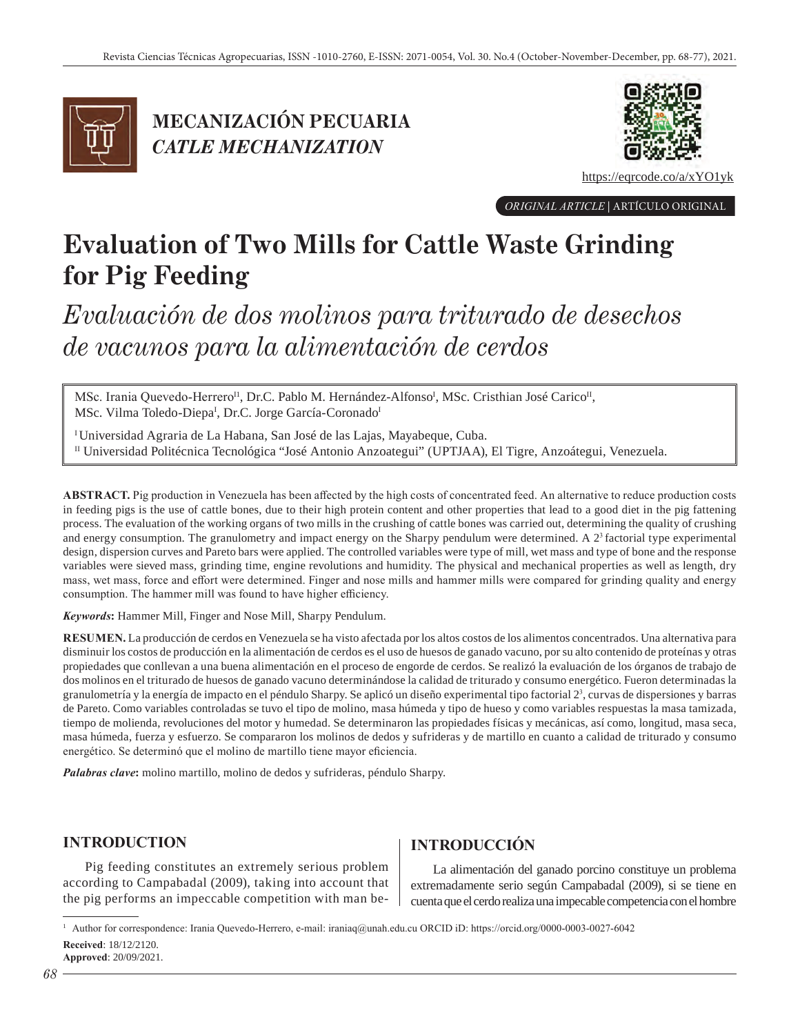# MECANIZACIÓN PECUARIA

## *CATLE MECHANIZATION*

https://eqrcode.co/a/xYO1yk

*ORIGINAL ARTICLE* | ARTÍCULO ORIGINAL

# Evaluation of Two Mills for Cattle Waste Grinding for Pig Feeding

# *Evaluación de dos molinos para triturado de desechos de vacunos para la alimentación de cerdos*

MSc. Irania Quevedo-Herrero[II], Dr.C. Pablo M. Hernández-Alfonso[I], MSc. Cristhian José Carico[II], MSc. Vilma Toledo-Diepa[I], Dr.C. Jorge García-Coronado[I]

[I] Universidad Agraria de La Habana, San José de las Lajas, Mayabeque, Cuba.
[II] Universidad Politécnica Tecnológica "José Antonio Anzoategui" (UPTJAA), El Tigre, Anzoátegui, Venezuela.

**ABSTRACT.** Pig production in Venezuela has been affected by the high costs of concentrated feed. An alternative to reduce production costs in feeding pigs is the use of cattle bones, due to their high protein content and other properties that lead to a good diet in the pig fattening process. The evaluation of the working organs of two mills in the crushing of cattle bones was carried out, determining the quality of crushing and energy consumption. The granulometry and impact energy on the Sharpy pendulum were determined. A $2^3$ factorial type experimental design, dispersion curves and Pareto bars were applied. The controlled variables were type of mill, wet mass and type of bone and the response variables were sieved mass, grinding time, engine revolutions and humidity. The physical and mechanical properties as well as length, dry mass, wet mass, force and effort were determined. Finger and nose mills and hammer mills were compared for grinding quality and energy consumption. The hammer mill was found to have higher efficiency.

***Keywords*:** Hammer Mill, Finger and Nose Mill, Sharpy Pendulum.

**RESUMEN.** La producción de cerdos en Venezuela se ha visto afectada por los altos costos de los alimentos concentrados. Una alternativa para disminuir los costos de producción en la alimentación de cerdos es el uso de huesos de ganado vacuno, por su alto contenido de proteínas y otras propiedades que conllevan a una buena alimentación en el proceso de engorde de cerdos. Se realizó la evaluación de los órganos de trabajo de dos molinos en el triturado de huesos de ganado vacuno determinándose la calidad de triturado y consumo energético. Fueron determinadas la granulometría y la energía de impacto en el péndulo Sharpy. Se aplicó un diseño experimental tipo factorial $2^3$, curvas de dispersiones y barras de Pareto. Como variables controladas se tuvo el tipo de molino, masa húmeda y tipo de hueso y como variables respuestas la masa tamizada, tiempo de molienda, revoluciones del motor y humedad. Se determinaron las propiedades físicas y mecánicas, así como, longitud, masa seca, masa húmeda, fuerza y esfuerzo. Se compararon los molinos de dedos y sufrideras y de martillo en cuanto a calidad de triturado y consumo energético. Se determinó que el molino de martillo tiene mayor eficiencia.

***Palabras clave*:** molino martillo, molino de dedos y sufrideras, péndulo Sharpy.

## INTRODUCTION

Pig feeding constitutes an extremely serious problem according to Campabadal (2009), taking into account that the pig performs an impeccable competition with man be-

## INTRODUCCIÓN

La alimentación del ganado porcino constituye un problema extremadamente serio según Campabadal (2009), si se tiene en cuenta que el cerdo realiza una impecable competencia con el hombre

---

[1] Author for correspondence: Irania Quevedo-Herrero, e-mail: iraniaq@unah.edu.cu ORCID iD: https://orcid.org/0000-0003-0027-6042

**Received**: 18/12/2120.
**Approved**: 20/09/2021.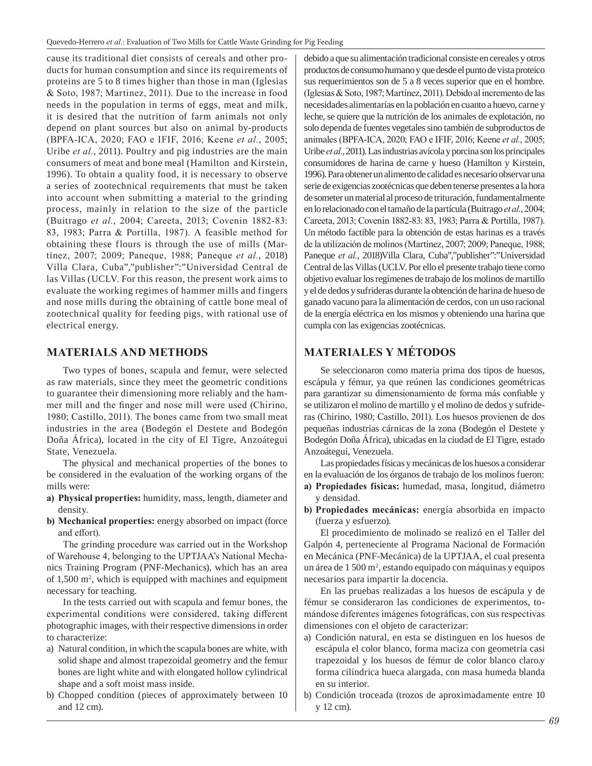cause its traditional diet consists of cereals and other products for human consumption and since its requirements of proteins are 5 to 8 times higher than those in man (Iglesias & Soto, 1987; Martinez, 2011). Due to the increase in food needs in the population in terms of eggs, meat and milk, it is desired that the nutrition of farm animals not only depend on plant sources but also on animal by-products (BPFA-ICA, 2020; FAO e IFIF, 2016; Keene *et al.*, 2005; Uribe *et al.*, 2011). Poultry and pig industries are the main consumers of meat and bone meal (Hamilton and Kirstein, 1996). To obtain a quality food, it is necessary to observe a series of zootechnical requirements that must be taken into account when submitting a material to the grinding process, mainly in relation to the size of the particle (Buitrago *et al.*, 2004; Careeta, 2013; Covenin 1882-83: 83, 1983; Parra & Portilla, 1987). A feasible method for obtaining these flours is through the use of mills (Martínez, 2007; 2009; Paneque, 1988; Paneque *et al.*, 2018) Villa Clara, Cuba","publisher":"Universidad Central de las Villas (UCLV. For this reason, the present work aims to evaluate the working regimes of hammer mills and fingers and nose mills during the obtaining of cattle bone meal of zootechnical quality for feeding pigs, with rational use of electrical energy.

## MATERIALS AND METHODS

Two types of bones, scapula and femur, were selected as raw materials, since they meet the geometric conditions to guarantee their dimensioning more reliably and the hammer mill and the finger and nose mill were used (Chirino, 1980; Castillo, 2011). The bones came from two small meat industries in the area (Bodegón el Destete and Bodegón Doña África), located in the city of El Tigre, Anzoátegui State, Venezuela.

The physical and mechanical properties of the bones to be considered in the evaluation of the working organs of the mills were:

a) **Physical properties:** humidity, mass, length, diameter and density.
b) **Mechanical properties:** energy absorbed on impact (force and effort).

The grinding procedure was carried out in the Workshop of Warehouse 4, belonging to the UPTJAA's National Mechanics Training Program (PNF-Mechanics), which has an area of 1,500 m$^2$, which is equipped with machines and equipment necessary for teaching.

In the tests carried out with scapula and femur bones, the experimental conditions were considered, taking different photographic images, with their respective dimensions in order to characterize:

a) Natural condition, in which the scapula bones are white, with solid shape and almost trapezoidal geometry and the femur bones are light white and with elongated hollow cylindrical shape and a soft moist mass inside.
b) Chopped condition (pieces of approximately between 10 and 12 cm).

debido a que su alimentación tradicional consiste en cereales y otros productos de consumo humano y que desde el punto de vista proteico sus requerimientos son de 5 a 8 veces superior que en el hombre. (Iglesias & Soto, 1987; Martínez, 2011). Debido al incremento de las necesidades alimentarías en la población en cuanto a huevo, carne y leche, se quiere que la nutrición de los animales de explotación, no solo dependa de fuentes vegetales sino también de subproductos de animales (BPFA-ICA, 2020; FAO e IFIF, 2016; Keene *et al.*, 2005; Uribe *et al.*, 2011). Las industrias avícola y porcina son los principales consumidores de harina de carne y hueso (Hamilton y Kirstein, 1996). Para obtener un alimento de calidad es necesario observar una serie de exigencias zootécnicas que deben tenerse presentes a la hora de someter un material al proceso de trituración, fundamentalmente en lo relacionado con el tamaño de la partícula (Buitrago *et al.*, 2004; Careeta, 2013; Covenin 1882-83: 83, 1983; Parra & Portilla, 1987). Un método factible para la obtención de estas harinas es a través de la utilización de molinos (Martínez, 2007; 2009; Paneque, 1988; Paneque *et al.*, 2018)Villa Clara, Cuba","publisher":"Universidad Central de las Villas (UCLV. Por ello el presente trabajo tiene como objetivo evaluar los regímenes de trabajo de los molinos de martillo y el de dedos y sufrideras durante la obtención de harina de hueso de ganado vacuno para la alimentación de cerdos, con un uso racional de la energía eléctrica en los mismos y obteniendo una harina que cumpla con las exigencias zootécnicas.

## MATERIALES Y MÉTODOS

Se seleccionaron como materia prima dos tipos de huesos, escápula y fémur, ya que reúnen las condiciones geométricas para garantizar su dimensionamiento de forma más confiable y se utilizaron el molino de martillo y el molino de dedos y sufrideras (Chirino, 1980; Castillo, 2011). Los huesos provienen de dos pequeñas industrias cárnicas de la zona (Bodegón el Destete y Bodegón Doña África), ubicadas en la ciudad de El Tigre, estado Anzoátegui, Venezuela.

Las propiedades físicas y mecánicas de los huesos a considerar en la evaluación de los órganos de trabajo de los molinos fueron:

a) **Propiedades físicas:** humedad, masa, longitud, diámetro y densidad.
b) **Propiedades mecánicas:** energía absorbida en impacto (fuerza y esfuerzo).

El procedimiento de molinado se realizó en el Taller del Galpón 4, perteneciente al Programa Nacional de Formación en Mecánica (PNF-Mecánica) de la UPTJAA, el cual presenta un área de 1 500 m$^2$, estando equipado con máquinas y equipos necesarios para impartir la docencia.

En las pruebas realizadas a los huesos de escápula y de fémur se consideraron las condiciones de experimentos, tomándose diferentes imágenes fotográficas, con sus respectivas dimensiones con el objeto de caracterizar:

a) Condición natural, en esta se distinguen en los huesos de escápula el color blanco, forma maciza con geometría casi trapezoidal y los huesos de fémur de color blanco claro.y forma cilíndrica hueca alargada, con masa humeda blanda en su interior.
b) Condición troceada (trozos de aproximadamente entre 10 y 12 cm).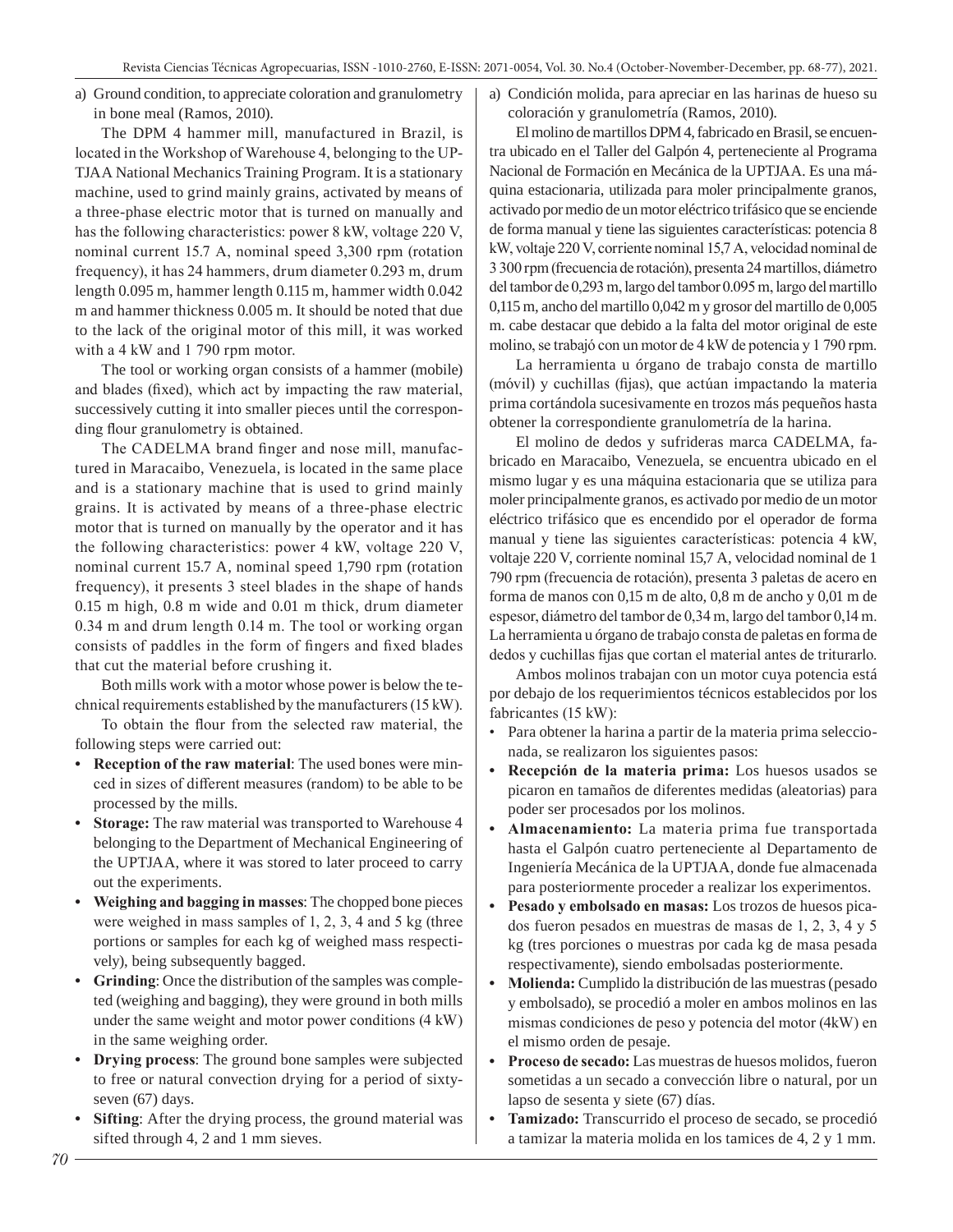a) Ground condition, to appreciate coloration and granulometry in bone meal (Ramos, 2010).

The DPM 4 hammer mill, manufactured in Brazil, is located in the Workshop of Warehouse 4, belonging to the UPTJAA National Mechanics Training Program. It is a stationary machine, used to grind mainly grains, activated by means of a three-phase electric motor that is turned on manually and has the following characteristics: power 8 kW, voltage 220 V, nominal current 15.7 A, nominal speed 3,300 rpm (rotation frequency), it has 24 hammers, drum diameter 0.293 m, drum length 0.095 m, hammer length 0.115 m, hammer width 0.042 m and hammer thickness 0.005 m. It should be noted that due to the lack of the original motor of this mill, it was worked with a 4 kW and 1 790 rpm motor.

The tool or working organ consists of a hammer (mobile) and blades (fixed), which act by impacting the raw material, successively cutting it into smaller pieces until the corresponding flour granulometry is obtained.

The CADELMA brand finger and nose mill, manufactured in Maracaibo, Venezuela, is located in the same place and is a stationary machine that is used to grind mainly grains. It is activated by means of a three-phase electric motor that is turned on manually by the operator and it has the following characteristics: power 4 kW, voltage 220 V, nominal current 15.7 A, nominal speed 1,790 rpm (rotation frequency), it presents 3 steel blades in the shape of hands 0.15 m high, 0.8 m wide and 0.01 m thick, drum diameter 0.34 m and drum length 0.14 m. The tool or working organ consists of paddles in the form of fingers and fixed blades that cut the material before crushing it.

Both mills work with a motor whose power is below the technical requirements established by the manufacturers (15 kW).

To obtain the flour from the selected raw material, the following steps were carried out:

- **Reception of the raw material**: The used bones were minced in sizes of different measures (random) to be able to be processed by the mills.
- **Storage:** The raw material was transported to Warehouse 4 belonging to the Department of Mechanical Engineering of the UPTJAA, where it was stored to later proceed to carry out the experiments.
- **Weighing and bagging in masses**: The chopped bone pieces were weighed in mass samples of 1, 2, 3, 4 and 5 kg (three portions or samples for each kg of weighed mass respectively), being subsequently bagged.
- **Grinding**: Once the distribution of the samples was completed (weighing and bagging), they were ground in both mills under the same weight and motor power conditions (4 kW) in the same weighing order.
- **Drying process**: The ground bone samples were subjected to free or natural convection drying for a period of sixty-seven (67) days.
- **Sifting**: After the drying process, the ground material was sifted through 4, 2 and 1 mm sieves.

a) Condición molida, para apreciar en las harinas de hueso su coloración y granulometría (Ramos, 2010).

El molino de martillos DPM 4, fabricado en Brasil, se encuentra ubicado en el Taller del Galpón 4, perteneciente al Programa Nacional de Formación en Mecánica de la UPTJAA. Es una máquina estacionaria, utilizada para moler principalmente granos, activado por medio de un motor eléctrico trifásico que se enciende de forma manual y tiene las siguientes características: potencia 8 kW, voltaje 220 V, corriente nominal 15,7 A, velocidad nominal de 3 300 rpm (frecuencia de rotación), presenta 24 martillos, diámetro del tambor de 0,293 m, largo del tambor 0.095 m, largo del martillo 0,115 m, ancho del martillo 0,042 m y grosor del martillo de 0,005 m. cabe destacar que debido a la falta del motor original de este molino, se trabajó con un motor de 4 kW de potencia y 1 790 rpm.

La herramienta u órgano de trabajo consta de martillo (móvil) y cuchillas (fijas), que actúan impactando la materia prima cortándola sucesivamente en trozos más pequeños hasta obtener la correspondiente granulometría de la harina.

El molino de dedos y sufrideras marca CADELMA, fabricado en Maracaibo, Venezuela, se encuentra ubicado en el mismo lugar y es una máquina estacionaria que se utiliza para moler principalmente granos, es activado por medio de un motor eléctrico trifásico que es encendido por el operador de forma manual y tiene las siguientes características: potencia 4 kW, voltaje 220 V, corriente nominal 15,7 A, velocidad nominal de 1 790 rpm (frecuencia de rotación), presenta 3 paletas de acero en forma de manos con 0,15 m de alto, 0,8 m de ancho y 0,01 m de espesor, diámetro del tambor de 0,34 m, largo del tambor 0,14 m. La herramienta u órgano de trabajo consta de paletas en forma de dedos y cuchillas fijas que cortan el material antes de triturarlo.

Ambos molinos trabajan con un motor cuya potencia está por debajo de los requerimientos técnicos establecidos por los fabricantes (15 kW):

- Para obtener la harina a partir de la materia prima seleccionada, se realizaron los siguientes pasos:
- **Recepción de la materia prima:** Los huesos usados se picaron en tamaños de diferentes medidas (aleatorias) para poder ser procesados por los molinos.
- **Almacenamiento:** La materia prima fue transportada hasta el Galpón cuatro perteneciente al Departamento de Ingeniería Mecánica de la UPTJAA, donde fue almacenada para posteriormente proceder a realizar los experimentos.
- **Pesado y embolsado en masas:** Los trozos de huesos picados fueron pesados en muestras de masas de 1, 2, 3, 4 y 5 kg (tres porciones o muestras por cada kg de masa pesada respectivamente), siendo embolsadas posteriormente.
- **Molienda:** Cumplido la distribución de las muestras (pesado y embolsado), se procedió a moler en ambos molinos en las mismas condiciones de peso y potencia del motor (4kW) en el mismo orden de pesaje.
- **Proceso de secado:** Las muestras de huesos molidos, fueron sometidas a un secado a convección libre o natural, por un lapso de sesenta y siete (67) días.
- **Tamizado:** Transcurrido el proceso de secado, se procedió a tamizar la materia molida en los tamices de 4, 2 y 1 mm.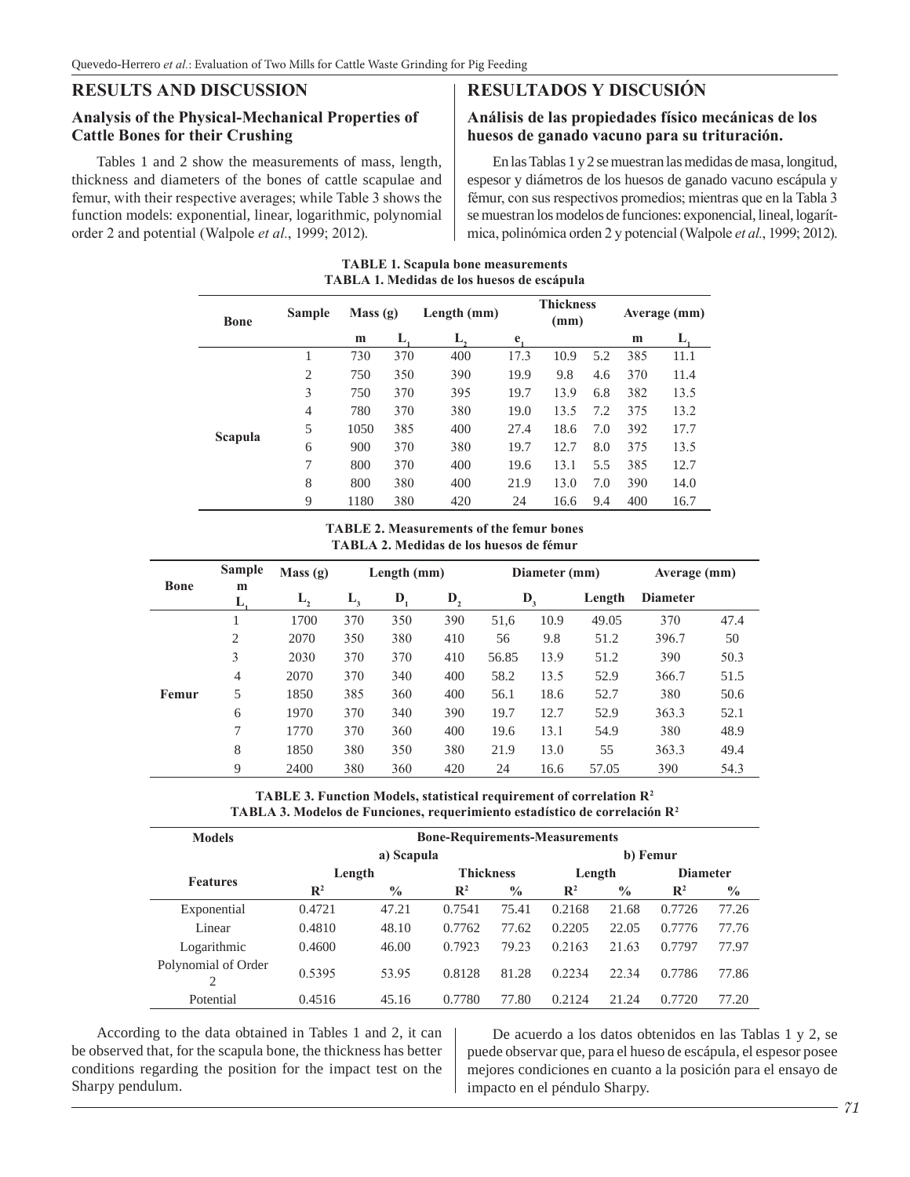## RESULTS AND DISCUSSION

### Analysis of the Physical-Mechanical Properties of Cattle Bones for their Crushing

Tables 1 and 2 show the measurements of mass, length, thickness and diameters of the bones of cattle scapulae and femur, with their respective averages; while Table 3 shows the function models: exponential, linear, logarithmic, polynomial order 2 and potential (Walpole *et al.*, 1999; 2012).

## RESULTADOS Y DISCUSIÓN

### Análisis de las propiedades físico mecánicas de los huesos de ganado vacuno para su trituración.

En las Tablas 1 y 2 se muestran las medidas de masa, longitud, espesor y diámetros de los huesos de ganado vacuno escápula y fémur, con sus respectivos promedios; mientras que en la Tabla 3 se muestran los modelos de funciones: exponencial, lineal, logarítmica, polinómica orden 2 y potencial (Walpole *et al.*, 1999; 2012).

**TABLE 1. Scapula bone measurements**
**TABLA 1. Medidas de los huesos de escápula**

| Bone | Sample | Mass (g) | | Length (mm) | | Thickness (mm) | | Average (mm) | |
|---|---|---|---|---|---|---|---|---|---|
| | | m | $L_1$ | $L_2$ | $e_1$ | | | m | $L_1$ |
| Scapula | 1 | 730 | 370 | 400 | 17.3 | 10.9 | 5.2 | 385 | 11.1 |
| | 2 | 750 | 350 | 390 | 19.9 | 9.8 | 4.6 | 370 | 11.4 |
| | 3 | 750 | 370 | 395 | 19.7 | 13.9 | 6.8 | 382 | 13.5 |
| | 4 | 780 | 370 | 380 | 19.0 | 13.5 | 7.2 | 375 | 13.2 |
| | 5 | 1050 | 385 | 400 | 27.4 | 18.6 | 7.0 | 392 | 17.7 |
| | 6 | 900 | 370 | 380 | 19.7 | 12.7 | 8.0 | 375 | 13.5 |
| | 7 | 800 | 370 | 400 | 19.6 | 13.1 | 5.5 | 385 | 12.7 |
| | 8 | 800 | 380 | 400 | 21.9 | 13.0 | 7.0 | 390 | 14.0 |
| | 9 | 1180 | 380 | 420 | 24 | 16.6 | 9.4 | 400 | 16.7 |

**TABLE 2. Measurements of the femur bones**
**TABLA 2. Medidas de los huesos de fémur**

| Bone | Sample m $L_1$ | Mass (g) $L_2$ | Length (mm) $L_3$ | $D_1$ | $D_2$ | Diameter (mm) $D_3$ | | Length | Average (mm) Diameter | |
|---|---|---|---|---|---|---|---|---|---|---|
| Femur | 1 | 1700 | 370 | 350 | 390 | 51,6 | 10.9 | 49.05 | 370 | 47.4 |
| | 2 | 2070 | 350 | 380 | 410 | 56 | 9.8 | 51.2 | 396.7 | 50 |
| | 3 | 2030 | 370 | 370 | 410 | 56.85 | 13.9 | 51.2 | 390 | 50.3 |
| | 4 | 2070 | 370 | 340 | 400 | 58.2 | 13.5 | 52.9 | 366.7 | 51.5 |
| | 5 | 1850 | 385 | 360 | 400 | 56.1 | 18.6 | 52.7 | 380 | 50.6 |
| | 6 | 1970 | 370 | 340 | 390 | 19.7 | 12.7 | 52.9 | 363.3 | 52.1 |
| | 7 | 1770 | 370 | 360 | 400 | 19.6 | 13.1 | 54.9 | 380 | 48.9 |
| | 8 | 1850 | 380 | 350 | 380 | 21.9 | 13.0 | 55 | 363.3 | 49.4 |
| | 9 | 2400 | 380 | 360 | 420 | 24 | 16.6 | 57.05 | 390 | 54.3 |

**TABLE 3. Function Models, statistical requirement of correlation $R^2$**
**TABLA 3. Modelos de Funciones, requerimiento estadístico de correlación $R^2$**

| Models | Bone-Requirements-Measurements | | | | | | | |
|---|---|---|---|---|---|---|---|---|
| | a) Scapula | | | | b) Femur | | | |
| Features | Length | | Thickness | | Length | | Diameter | |
| | $R^2$ | % | $R^2$ | % | $R^2$ | % | $R^2$ | % |
| Exponential | 0.4721 | 47.21 | 0.7541 | 75.41 | 0.2168 | 21.68 | 0.7726 | 77.26 |
| Linear | 0.4810 | 48.10 | 0.7762 | 77.62 | 0.2205 | 22.05 | 0.7776 | 77.76 |
| Logarithmic | 0.4600 | 46.00 | 0.7923 | 79.23 | 0.2163 | 21.63 | 0.7797 | 77.97 |
| Polynomial of Order 2 | 0.5395 | 53.95 | 0.8128 | 81.28 | 0.2234 | 22.34 | 0.7786 | 77.86 |
| Potential | 0.4516 | 45.16 | 0.7780 | 77.80 | 0.2124 | 21.24 | 0.7720 | 77.20 |

According to the data obtained in Tables 1 and 2, it can be observed that, for the scapula bone, the thickness has better conditions regarding the position for the impact test on the Sharpy pendulum.

De acuerdo a los datos obtenidos en las Tablas 1 y 2, se puede observar que, para el hueso de escápula, el espesor posee mejores condiciones en cuanto a la posición para el ensayo de impacto en el péndulo Sharpy.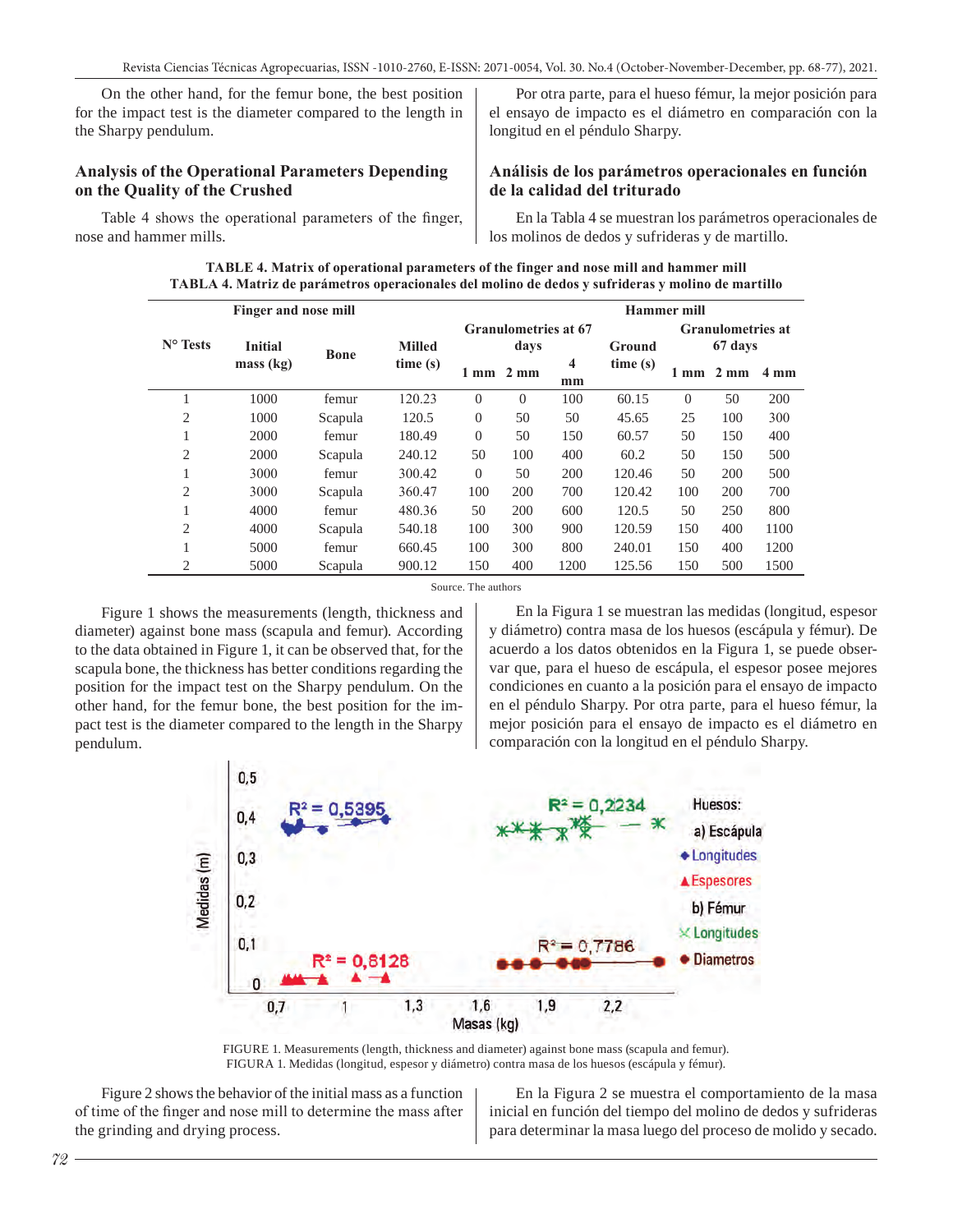On the other hand, for the femur bone, the best position for the impact test is the diameter compared to the length in the Sharpy pendulum.

Por otra parte, para el hueso fémur, la mejor posición para el ensayo de impacto es el diámetro en comparación con la longitud en el péndulo Sharpy.

## Analysis of the Operational Parameters Depending on the Quality of the Crushed

## Análisis de los parámetros operacionales en función de la calidad del triturado

Table 4 shows the operational parameters of the finger, nose and hammer mills.

En la Tabla 4 se muestran los parámetros operacionales de los molinos de dedos y sufrideras y de martillo.

**TABLE 4. Matrix of operational parameters of the finger and nose mill and hammer mill**
**TABLA 4. Matriz de parámetros operacionales del molino de dedos y sufrideras y molino de martillo**

| N° Tests | Finger and nose mill | | | | | | Hammer mill | | | |
|---|---|---|---|---|---|---|---|---|---|---|
| | Initial mass (kg) | Bone | Milled time (s) | Granulometries at 67 days | | | Ground time (s) | Granulometries at 67 days | | |
| | | | | 1 mm | 2 mm | 4 mm | | 1 mm | 2 mm | 4 mm |
| 1 | 1000 | femur | 120.23 | 0 | 0 | 100 | 60.15 | 0 | 50 | 200 |
| 2 | 1000 | Scapula | 120.5 | 0 | 50 | 50 | 45.65 | 25 | 100 | 300 |
| 1 | 2000 | femur | 180.49 | 0 | 50 | 150 | 60.57 | 50 | 150 | 400 |
| 2 | 2000 | Scapula | 240.12 | 50 | 100 | 400 | 60.2 | 50 | 150 | 500 |
| 1 | 3000 | femur | 300.42 | 0 | 50 | 200 | 120.46 | 50 | 200 | 500 |
| 2 | 3000 | Scapula | 360.47 | 100 | 200 | 700 | 120.42 | 100 | 200 | 700 |
| 1 | 4000 | femur | 480.36 | 50 | 200 | 600 | 120.5 | 50 | 250 | 800 |
| 2 | 4000 | Scapula | 540.18 | 100 | 300 | 900 | 120.59 | 150 | 400 | 1100 |
| 1 | 5000 | femur | 660.45 | 100 | 300 | 800 | 240.01 | 150 | 400 | 1200 |
| 2 | 5000 | Scapula | 900.12 | 150 | 400 | 1200 | 125.56 | 150 | 500 | 1500 |

Source. The authors

Figure 1 shows the measurements (length, thickness and diameter) against bone mass (scapula and femur). According to the data obtained in Figure 1, it can be observed that, for the scapula bone, the thickness has better conditions regarding the position for the impact test on the Sharpy pendulum. On the other hand, for the femur bone, the best position for the impact test is the diameter compared to the length in the Sharpy pendulum.

En la Figura 1 se muestran las medidas (longitud, espesor y diámetro) contra masa de los huesos (escápula y fémur). De acuerdo a los datos obtenidos en la Figura 1, se puede observar que, para el hueso de escápula, el espesor posee mejores condiciones en cuanto a la posición para el ensayo de impacto en el péndulo Sharpy. Por otra parte, para el hueso fémur, la mejor posición para el ensayo de impacto es el diámetro en comparación con la longitud en el péndulo Sharpy.

FIGURE 1. Measurements (length, thickness and diameter) against bone mass (scapula and femur).
FIGURA 1. Medidas (longitud, espesor y diámetro) contra masa de los huesos (escápula y fémur).

Figure 2 shows the behavior of the initial mass as a function of time of the finger and nose mill to determine the mass after the grinding and drying process.

En la Figura 2 se muestra el comportamiento de la masa inicial en función del tiempo del molino de dedos y sufrideras para determinar la masa luego del proceso de molido y secado.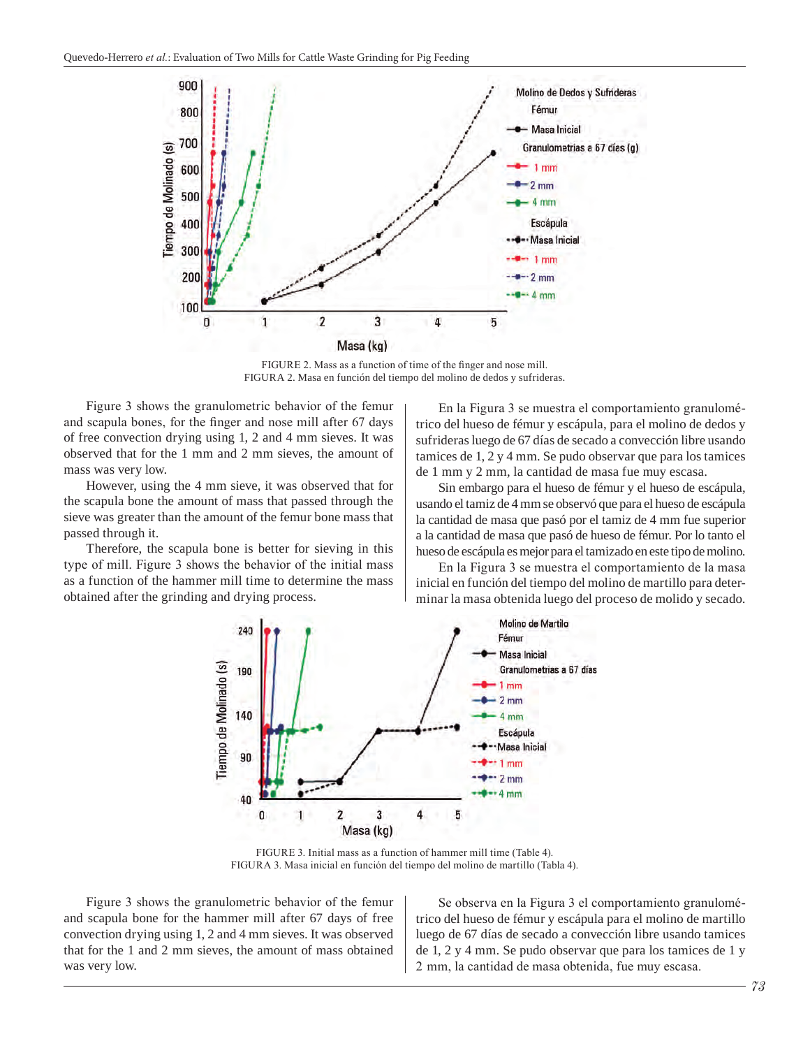FIGURE 2. Mass as a function of time of the finger and nose mill.
FIGURA 2. Masa en función del tiempo del molino de dedos y sufrideras.

Figure 3 shows the granulometric behavior of the femur and scapula bones, for the finger and nose mill after 67 days of free convection drying using 1, 2 and 4 mm sieves. It was observed that for the 1 mm and 2 mm sieves, the amount of mass was very low.

However, using the 4 mm sieve, it was observed that for the scapula bone the amount of mass that passed through the sieve was greater than the amount of the femur bone mass that passed through it.

Therefore, the scapula bone is better for sieving in this type of mill. Figure 3 shows the behavior of the initial mass as a function of the hammer mill time to determine the mass obtained after the grinding and drying process.

En la Figura 3 se muestra el comportamiento granulométrico del hueso de fémur y escápula, para el molino de dedos y sufrideras luego de 67 días de secado a convección libre usando tamices de 1, 2 y 4 mm. Se pudo observar que para los tamices de 1 mm y 2 mm, la cantidad de masa fue muy escasa.

Sin embargo para el hueso de fémur y el hueso de escápula, usando el tamiz de 4 mm se observó que para el hueso de escápula la cantidad de masa que pasó por el tamiz de 4 mm fue superior a la cantidad de masa que pasó de hueso de fémur. Por lo tanto el hueso de escápula es mejor para el tamizado en este tipo de molino.

En la Figura 3 se muestra el comportamiento de la masa inicial en función del tiempo del molino de martillo para determinar la masa obtenida luego del proceso de molido y secado.

FIGURE 3. Initial mass as a function of hammer mill time (Table 4).
FIGURA 3. Masa inicial en función del tiempo del molino de martillo (Tabla 4).

Figure 3 shows the granulometric behavior of the femur and scapula bone for the hammer mill after 67 days of free convection drying using 1, 2 and 4 mm sieves. It was observed that for the 1 and 2 mm sieves, the amount of mass obtained was very low.

Se observa en la Figura 3 el comportamiento granulométrico del hueso de fémur y escápula para el molino de martillo luego de 67 días de secado a convección libre usando tamices de 1, 2 y 4 mm. Se pudo observar que para los tamices de 1 y 2 mm, la cantidad de masa obtenida, fue muy escasa.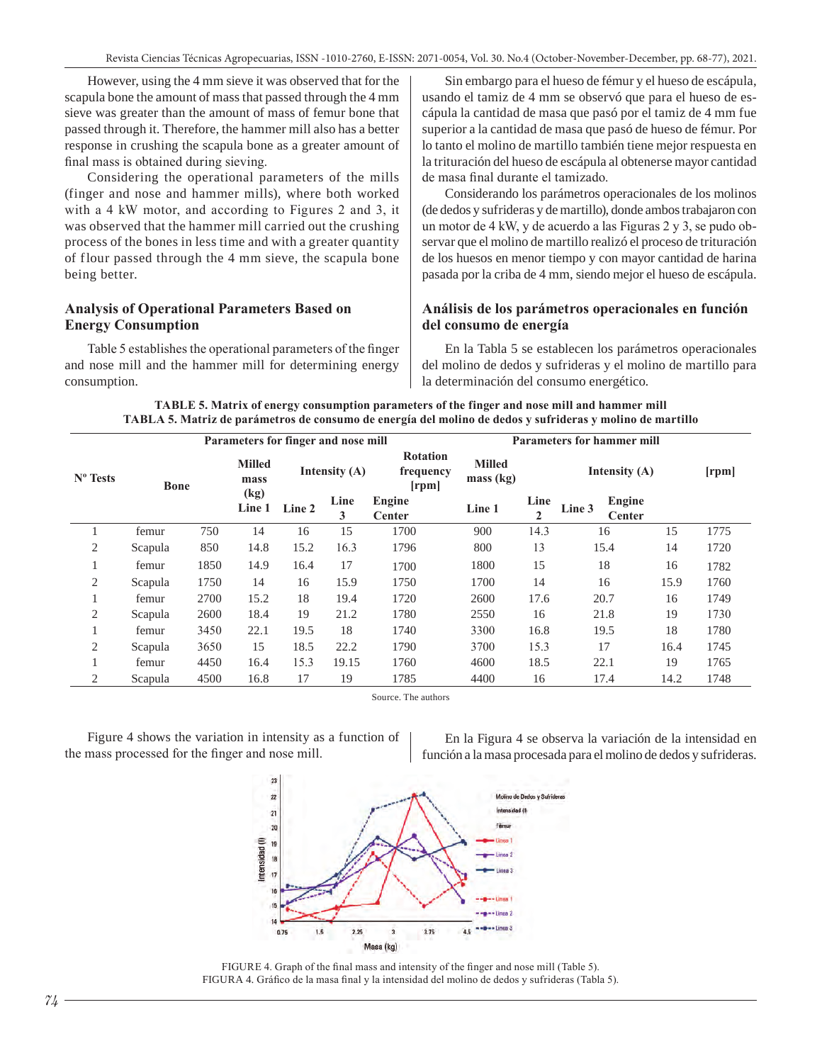However, using the 4 mm sieve it was observed that for the scapula bone the amount of mass that passed through the 4 mm sieve was greater than the amount of mass of femur bone that passed through it. Therefore, the hammer mill also has a better response in crushing the scapula bone as a greater amount of final mass is obtained during sieving.

Considering the operational parameters of the mills (finger and nose and hammer mills), where both worked with a 4 kW motor, and according to Figures 2 and 3, it was observed that the hammer mill carried out the crushing process of the bones in less time and with a greater quantity of flour passed through the 4 mm sieve, the scapula bone being better.

## Analysis of Operational Parameters Based on Energy Consumption

Table 5 establishes the operational parameters of the finger and nose mill and the hammer mill for determining energy consumption.

Sin embargo para el hueso de fémur y el hueso de escápula, usando el tamiz de 4 mm se observó que para el hueso de escápula la cantidad de masa que pasó por el tamiz de 4 mm fue superior a la cantidad de masa que pasó de hueso de fémur. Por lo tanto el molino de martillo también tiene mejor respuesta en la trituración del hueso de escápula al obtenerse mayor cantidad de masa final durante el tamizado.

Considerando los parámetros operacionales de los molinos (de dedos y sufrideras y de martillo), donde ambos trabajaron con un motor de 4 kW, y de acuerdo a las Figuras 2 y 3, se pudo observar que el molino de martillo realizó el proceso de trituración de los huesos en menor tiempo y con mayor cantidad de harina pasada por la criba de 4 mm, siendo mejor el hueso de escápula.

## Análisis de los parámetros operacionales en función del consumo de energía

En la Tabla 5 se establecen los parámetros operacionales del molino de dedos y sufrideras y el molino de martillo para la determinación del consumo energético.

**TABLE 5. Matrix of energy consumption parameters of the finger and nose mill and hammer mill**
**TABLA 5. Matriz de parámetros de consumo de energía del molino de dedos y sufrideras y molino de martillo**

| Nº Tests | Bone | Parameters for finger and nose mill | | | | | Parameters for hammer mill | | | | |
|---|---|---|---|---|---|---|---|---|---|---|---|
| | | Milled mass (kg) | Intensity (A) | | | Rotation frequency [rpm] | Milled mass (kg) | Intensity (A) | | | [rpm] |
| | | | Line 1 | Line 2 | Line 3 | Engine Center | | Line 1 | Line 2 | Line 3 | Engine Center |
| 1 | femur | 750 | 14 | 16 | 15 | 1700 | 900 | 14.3 | 16 | 15 | 1775 |
| 2 | Scapula | 850 | 14.8 | 15.2 | 16.3 | 1796 | 800 | 13 | 15.4 | 14 | 1720 |
| 1 | femur | 1850 | 14.9 | 16.4 | 17 | 1700 | 1800 | 15 | 18 | 16 | 1782 |
| 2 | Scapula | 1750 | 14 | 16 | 15.9 | 1750 | 1700 | 14 | 16 | 15.9 | 1760 |
| 1 | femur | 2700 | 15.2 | 18 | 19.4 | 1720 | 2600 | 17.6 | 20.7 | 16 | 1749 |
| 2 | Scapula | 2600 | 18.4 | 19 | 21.2 | 1780 | 2550 | 16 | 21.8 | 19 | 1730 |
| 1 | femur | 3450 | 22.1 | 19.5 | 18 | 1740 | 3300 | 16.8 | 19.5 | 18 | 1780 |
| 2 | Scapula | 3650 | 15 | 18.5 | 22.2 | 1790 | 3700 | 15.3 | 17 | 16.4 | 1745 |
| 1 | femur | 4450 | 16.4 | 15.3 | 19.15 | 1760 | 4600 | 18.5 | 22.1 | 19 | 1765 |
| 2 | Scapula | 4500 | 16.8 | 17 | 19 | 1785 | 4400 | 16 | 17.4 | 14.2 | 1748 |

Source. The authors

Figure 4 shows the variation in intensity as a function of the mass processed for the finger and nose mill.

En la Figura 4 se observa la variación de la intensidad en función a la masa procesada para el molino de dedos y sufrideras.

FIGURE 4. Graph of the final mass and intensity of the finger and nose mill (Table 5).
FIGURA 4. Gráfico de la masa final y la intensidad del molino de dedos y sufrideras (Tabla 5).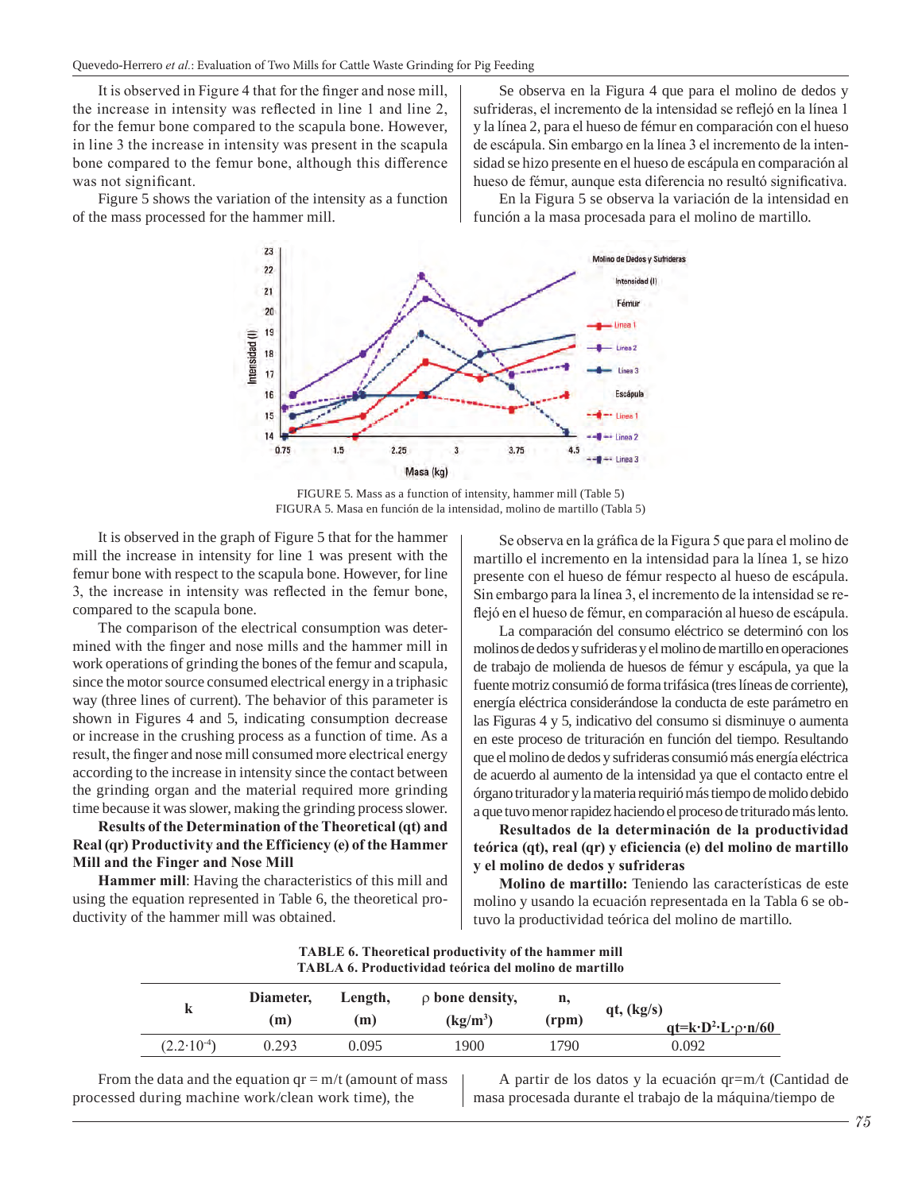It is observed in Figure 4 that for the finger and nose mill, the increase in intensity was reflected in line 1 and line 2, for the femur bone compared to the scapula bone. However, in line 3 the increase in intensity was present in the scapula bone compared to the femur bone, although this difference was not significant.

Figure 5 shows the variation of the intensity as a function of the mass processed for the hammer mill.

Se observa en la Figura 4 que para el molino de dedos y sufrideras, el incremento de la intensidad se reflejó en la línea 1 y la línea 2, para el hueso de fémur en comparación con el hueso de escápula. Sin embargo en la línea 3 el incremento de la intensidad se hizo presente en el hueso de escápula en comparación al hueso de fémur, aunque esta diferencia no resultó significativa.

En la Figura 5 se observa la variación de la intensidad en función a la masa procesada para el molino de martillo.

FIGURE 5. Mass as a function of intensity, hammer mill (Table 5)
FIGURA 5. Masa en función de la intensidad, molino de martillo (Tabla 5)

It is observed in the graph of Figure 5 that for the hammer mill the increase in intensity for line 1 was present with the femur bone with respect to the scapula bone. However, for line 3, the increase in intensity was reflected in the femur bone, compared to the scapula bone.

The comparison of the electrical consumption was determined with the finger and nose mills and the hammer mill in work operations of grinding the bones of the femur and scapula, since the motor source consumed electrical energy in a triphasic way (three lines of current). The behavior of this parameter is shown in Figures 4 and 5, indicating consumption decrease or increase in the crushing process as a function of time. As a result, the finger and nose mill consumed more electrical energy according to the increase in intensity since the contact between the grinding organ and the material required more grinding time because it was slower, making the grinding process slower.

**Results of the Determination of the Theoretical (qt) and Real (qr) Productivity and the Efficiency (e) of the Hammer Mill and the Finger and Nose Mill**

**Hammer mill**: Having the characteristics of this mill and using the equation represented in Table 6, the theoretical productivity of the hammer mill was obtained.

Se observa en la gráfica de la Figura 5 que para el molino de martillo el incremento en la intensidad para la línea 1, se hizo presente con el hueso de fémur respecto al hueso de escápula. Sin embargo para la línea 3, el incremento de la intensidad se reflejó en el hueso de fémur, en comparación al hueso de escápula.

La comparación del consumo eléctrico se determinó con los molinos de dedos y sufrideras y el molino de martillo en operaciones de trabajo de molienda de huesos de fémur y escápula, ya que la fuente motriz consumió de forma trifásica (tres líneas de corriente), energía eléctrica considerándose la conducta de este parámetro en las Figuras 4 y 5, indicativo del consumo si disminuye o aumenta en este proceso de trituración en función del tiempo. Resultando que el molino de dedos y sufrideras consumió más energía eléctrica de acuerdo al aumento de la intensidad ya que el contacto entre el órgano triturador y la materia requirió más tiempo de molido debido a que tuvo menor rapidez haciendo el proceso de triturado más lento.

**Resultados de la determinación de la productividad teórica (qt), real (qr) y eficiencia (e) del molino de martillo y el molino de dedos y sufrideras**

**Molino de martillo:** Teniendo las características de este molino y usando la ecuación representada en la Tabla 6 se obtuvo la productividad teórica del molino de martillo.

**TABLE 6. Theoretical productivity of the hammer mill**
**TABLA 6. Productividad teórica del molino de martillo**

| k | Diameter, (m) | Length, (m) | ρ bone density, (kg/m³) | n, (rpm) | qt, (kg/s) $qt = k \cdot D^2 \cdot L \cdot \rho \cdot n/60$ |
|---|---|---|---|---|---|
| $(2.2 \cdot 10^{-4})$ | 0.293 | 0.095 | 1900 | 1790 | 0.092 |

From the data and the equation qr = m/t (amount of mass processed during machine work/clean work time), the

A partir de los datos y la ecuación qr=m/t (Cantidad de masa procesada durante el trabajo de la máquina/tiempo de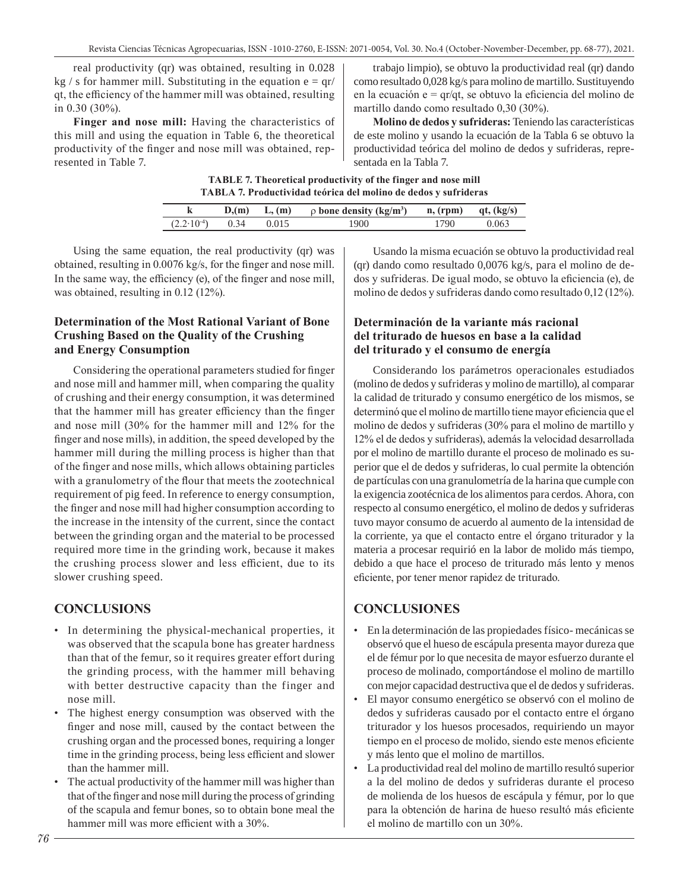real productivity (qr) was obtained, resulting in 0.028 kg / s for hammer mill. Substituting in the equation e = qr/qt, the efficiency of the hammer mill was obtained, resulting in 0.30 (30%).

**Finger and nose mill:** Having the characteristics of this mill and using the equation in Table 6, the theoretical productivity of the finger and nose mill was obtained, represented in Table 7.

trabajo limpio), se obtuvo la productividad real (qr) dando como resultado 0,028 kg/s para molino de martillo. Sustituyendo en la ecuación e = qr/qt, se obtuvo la eficiencia del molino de martillo dando como resultado 0,30 (30%).

**Molino de dedos y sufrideras:** Teniendo las características de este molino y usando la ecuación de la Tabla 6 se obtuvo la productividad teórica del molino de dedos y sufrideras, representada en la Tabla 7.

**TABLE 7. Theoretical productivity of the finger and nose mill**
**TABLA 7. Productividad teórica del molino de dedos y sufrideras**

| k | D,(m) | L, (m) | ρ bone density (kg/m³) | n, (rpm) | qt, (kg/s) |
|---|---|---|---|---|---|
| $(2.2 \cdot 10^{-4})$ | 0.34 | 0.015 | 1900 | 1790 | 0.063 |

Using the same equation, the real productivity (qr) was obtained, resulting in 0.0076 kg/s, for the finger and nose mill. In the same way, the efficiency (e), of the finger and nose mill, was obtained, resulting in 0.12 (12%).

Usando la misma ecuación se obtuvo la productividad real (qr) dando como resultado 0,0076 kg/s, para el molino de dedos y sufrideras. De igual modo, se obtuvo la eficiencia (e), de molino de dedos y sufrideras dando como resultado 0,12 (12%).

### Determination of the Most Rational Variant of Bone Crushing Based on the Quality of the Crushing and Energy Consumption

Considering the operational parameters studied for finger and nose mill and hammer mill, when comparing the quality of crushing and their energy consumption, it was determined that the hammer mill has greater efficiency than the finger and nose mill (30% for the hammer mill and 12% for the finger and nose mills), in addition, the speed developed by the hammer mill during the milling process is higher than that of the finger and nose mills, which allows obtaining particles with a granulometry of the flour that meets the zootechnical requirement of pig feed. In reference to energy consumption, the finger and nose mill had higher consumption according to the increase in the intensity of the current, since the contact between the grinding organ and the material to be processed required more time in the grinding work, because it makes the crushing process slower and less efficient, due to its slower crushing speed.

### Determinación de la variante más racional del triturado de huesos en base a la calidad del triturado y el consumo de energía

Considerando los parámetros operacionales estudiados (molino de dedos y sufrideras y molino de martillo), al comparar la calidad de triturado y consumo energético de los mismos, se determinó que el molino de martillo tiene mayor eficiencia que el molino de dedos y sufrideras (30% para el molino de martillo y 12% el de dedos y sufrideras), además la velocidad desarrollada por el molino de martillo durante el proceso de molinado es superior que el de dedos y sufrideras, lo cual permite la obtención de partículas con una granulometría de la harina que cumple con la exigencia zootécnica de los alimentos para cerdos. Ahora, con respecto al consumo energético, el molino de dedos y sufrideras tuvo mayor consumo de acuerdo al aumento de la intensidad de la corriente, ya que el contacto entre el órgano triturador y la materia a procesar requirió en la labor de molido más tiempo, debido a que hace el proceso de triturado más lento y menos eficiente, por tener menor rapidez de triturado.

## CONCLUSIONS

- In determining the physical-mechanical properties, it was observed that the scapula bone has greater hardness than that of the femur, so it requires greater effort during the grinding process, with the hammer mill behaving with better destructive capacity than the finger and nose mill.
- The highest energy consumption was observed with the finger and nose mill, caused by the contact between the crushing organ and the processed bones, requiring a longer time in the grinding process, being less efficient and slower than the hammer mill.
- The actual productivity of the hammer mill was higher than that of the finger and nose mill during the process of grinding of the scapula and femur bones, so to obtain bone meal the hammer mill was more efficient with a 30%.

## CONCLUSIONES

- En la determinación de las propiedades físico- mecánicas se observó que el hueso de escápula presenta mayor dureza que el de fémur por lo que necesita de mayor esfuerzo durante el proceso de molinado, comportándose el molino de martillo con mejor capacidad destructiva que el de dedos y sufrideras.
- El mayor consumo energético se observó con el molino de dedos y sufrideras causado por el contacto entre el órgano triturador y los huesos procesados, requiriendo un mayor tiempo en el proceso de molido, siendo este menos eficiente y más lento que el molino de martillos.
- La productividad real del molino de martillo resultó superior a la del molino de dedos y sufrideras durante el proceso de molienda de los huesos de escápula y fémur, por lo que para la obtención de harina de hueso resultó más eficiente el molino de martillo con un 30%.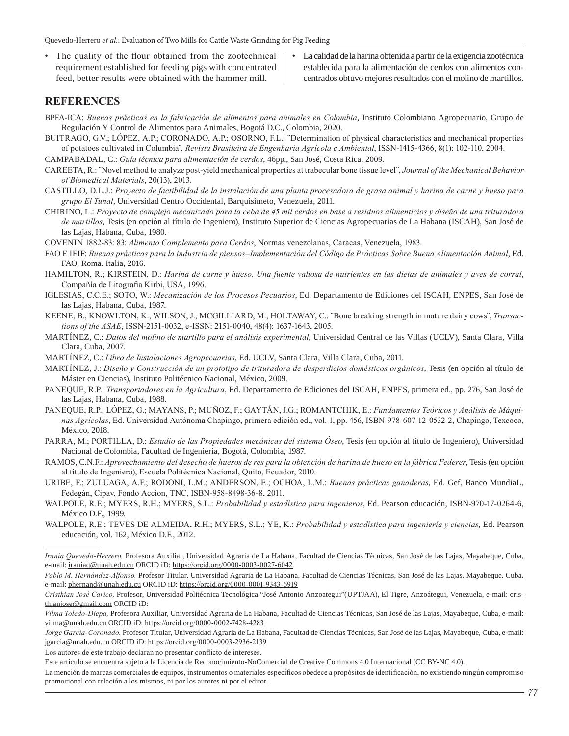- The quality of the flour obtained from the zootechnical requirement established for feeding pigs with concentrated feed, better results were obtained with the hammer mill.

- La calidad de la harina obtenida a partir de la exigencia zootécnica establecida para la alimentación de cerdos con alimentos concentrados obtuvo mejores resultados con el molino de martillos.

## REFERENCES

BPFA-ICA: *Buenas prácticas en la fabricación de alimentos para animales en Colombia*, Instituto Colombiano Agropecuario, Grupo de Regulación Y Control de Alimentos para Animales, Bogotá D.C., Colombia, 2020.

BUITRAGO, G.V.; LÓPEZ, A.P.; CORONADO, A.P.; OSORNO, F.L.: ¨Determination of physical characteristics and mechanical properties of potatoes cultivated in Columbia¨, *Revista Brasileira de Engenharia Agrícola e Ambiental*, ISSN-1415-4366, 8(1): 102-110, 2004.

CAMPABADAL, C.: *Guía técnica para alimentación de cerdos*, 46pp., San José, Costa Rica, 2009.

CAREETA, R.: ¨Novel method to analyze post-yield mechanical properties at trabecular bone tissue level¨, *Journal of the Mechanical Behavior of Biomedical Materials*, 20(13), 2013.

CASTILLO, D.L.J.: *Proyecto de factibilidad de la instalación de una planta procesadora de grasa animal y harina de carne y hueso para grupo El Tunal*, Universidad Centro Occidental, Barquisimeto, Venezuela, 2011.

CHIRINO, L.: *Proyecto de complejo mecanizado para la ceba de 45 mil cerdos en base a residuos alimenticios y diseño de una trituradora de martillos*, Tesis (en opción al título de Ingeniero), Instituto Superior de Ciencias Agropecuarias de La Habana (ISCAH), San José de las Lajas, Habana, Cuba, 1980.

COVENIN 1882-83: 83: *Alimento Complemento para Cerdos*, Normas venezolanas, Caracas, Venezuela, 1983.

FAO E IFIF: *Buenas prácticas para la industria de piensos–Implementación del Código de Prácticas Sobre Buena Alimentación Animal*, Ed. FAO, Roma. Italia, 2016.

HAMILTON, R.; KIRSTEIN, D.: *Harina de carne y hueso. Una fuente valiosa de nutrientes en las dietas de animales y aves de corral*, Compañía de Litografia Kirbi, USA, 1996.

IGLESIAS, C.C.E.; SOTO, W.: *Mecanización de los Procesos Pecuarios*, Ed. Departamento de Ediciones del ISCAH, ENPES, San José de las Lajas, Habana, Cuba, 1987.

KEENE, B.; KNOWLTON, K.; WILSON, J.; MCGILLIARD, M.; HOLTAWAY, C.: ¨Bone breaking strength in mature dairy cows¨, *Transactions of the ASAE*, ISSN-2151-0032, e-ISSN: 2151-0040, 48(4): 1637-1643, 2005.

MARTÍNEZ, C.: *Datos del molino de martillo para el análisis experimental*, Universidad Central de las Villas (UCLV), Santa Clara, Villa Clara, Cuba, 2007.

MARTÍNEZ, C.: *Libro de Instalaciones Agropecuarias*, Ed. UCLV, Santa Clara, Villa Clara, Cuba, 2011.

MARTÍNEZ, J.: *Diseño y Construcción de un prototipo de trituradora de desperdicios domésticos orgánicos*, Tesis (en opción al título de Máster en Ciencias), Instituto Politécnico Nacional, México, 2009.

PANEQUE, R.P.: *Transportadores en la Agricultura*, Ed. Departamento de Ediciones del ISCAH, ENPES, primera ed., pp. 276, San José de las Lajas, Habana, Cuba, 1988.

PANEQUE, R.P.; LÓPEZ, G.; MAYANS, P.; MUÑOZ, F.; GAYTÁN, J.G.; ROMANTCHIK, E.: *Fundamentos Teóricos y Análisis de Máquinas Agrícolas*, Ed. Universidad Autónoma Chapingo, primera edición ed., vol. 1, pp. 456, ISBN-978-607-12-0532-2, Chapingo, Texcoco, México, 2018.

PARRA, M.; PORTILLA, D.: *Estudio de las Propiedades mecánicas del sistema Óseo*, Tesis (en opción al título de Ingeniero), Universidad Nacional de Colombia, Facultad de Ingeniería, Bogotá, Colombia, 1987.

RAMOS, C.N.F.: *Aprovechamiento del desecho de huesos de res para la obtención de harina de hueso en la fábrica Federer*, Tesis (en opción al título de Ingeniero), Escuela Politécnica Nacional, Quito, Ecuador, 2010.

URIBE, F.; ZULUAGA, A.F.; RODONI, L.M.; ANDERSON, E.; OCHOA, L.M.: *Buenas prácticas ganaderas*, Ed. Gef, Banco MundiaL, Fedegán, Cipav, Fondo Accion, TNC, ISBN-958-8498-36-8, 2011.

WALPOLE, R.E.; MYERS, R.H.; MYERS, S.L.: *Probabilidad y estadística para ingenieros*, Ed. Pearson educación, ISBN-970-17-0264-6, México D.F., 1999.

WALPOLE, R.E.; TEVES DE ALMEIDA, R.H.; MYERS, S.L.; YE, K.: *Probabilidad y estadística para ingeniería y ciencias*, Ed. Pearson educación, vol. 162, México D.F., 2012.

---

*Irania Quevedo-Herrero,* Profesora Auxiliar, Universidad Agraria de La Habana, Facultad de Ciencias Técnicas, San José de las Lajas, Mayabeque, Cuba, e-mail: iraniaq@unah.edu.cu ORCID iD: https://orcid.org/0000-0003-0027-6042

*Pablo M. Hernández-Alfonso,* Profesor Titular, Universidad Agraria de La Habana, Facultad de Ciencias Técnicas, San José de las Lajas, Mayabeque, Cuba, e-mail: phernand@unah.edu.cu ORCID iD: https://orcid.org/0000-0001-9343-6919

*Cristhian José Carico,* Profesor, Universidad Politécnica Tecnológica "José Antonio Anzoategui"(UPTJAA), El Tigre, Anzoátegui, Venezuela, e-mail: cristhianjose@gmail.com ORCID iD:

*Vilma Toledo-Diepa,* Profesora Auxiliar, Universidad Agraria de La Habana, Facultad de Ciencias Técnicas, San José de las Lajas, Mayabeque, Cuba, e-mail: vilma@unah.edu.cu ORCID iD: https://orcid.org/0000-0002-7428-4283

*Jorge García-Coronado.* Profesor Titular, Universidad Agraria de La Habana, Facultad de Ciencias Técnicas, San José de las Lajas, Mayabeque, Cuba, e-mail: jgarcia@unah.edu.cu ORCID iD: https://orcid.org/0000-0003-2936-2139

Los autores de este trabajo declaran no presentar conflicto de intereses.

Este artículo se encuentra sujeto a la Licencia de Reconocimiento-NoComercial de Creative Commons 4.0 Internacional (CC BY-NC 4.0).

La mención de marcas comerciales de equipos, instrumentos o materiales específicos obedece a propósitos de identificación, no existiendo ningún compromiso promocional con relación a los mismos, ni por los autores ni por el editor.